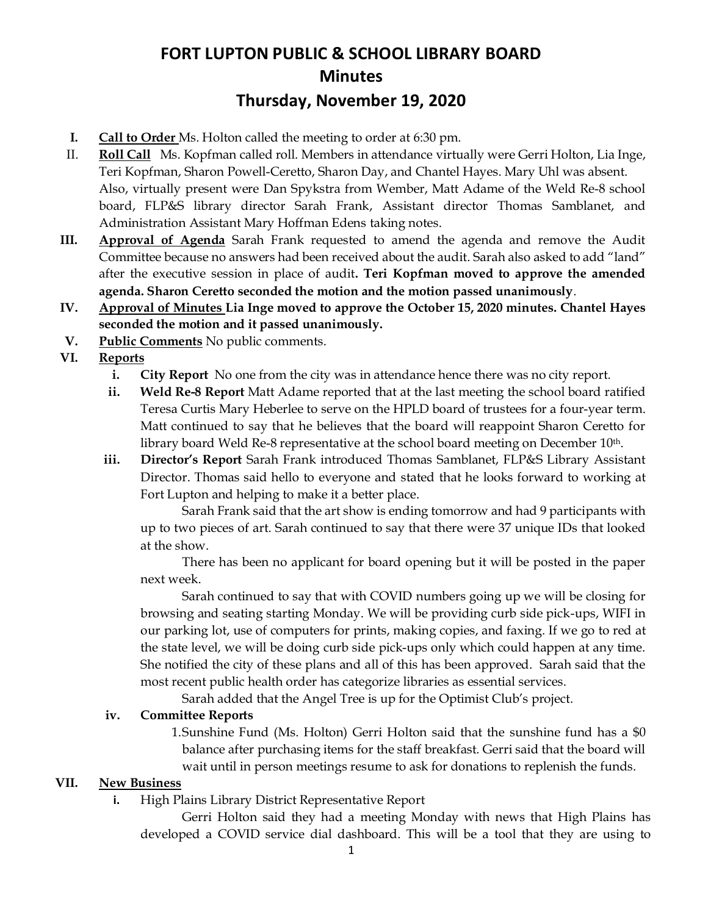# FORT LUPTON PUBLIC & SCHOOL LIBRARY BOARD
## Minutes
## Thursday, November 19, 2020

**I. Call to Order** Ms. Holton called the meeting to order at 6:30 pm.

**II. Roll Call** Ms. Kopfman called roll. Members in attendance virtually were Gerri Holton, Lia Inge, Teri Kopfman, Sharon Powell-Ceretto, Sharon Day, and Chantel Hayes. Mary Uhl was absent. Also, virtually present were Dan Spykstra from Wember, Matt Adame of the Weld Re-8 school board, FLP&S library director Sarah Frank, Assistant director Thomas Samblanet, and Administration Assistant Mary Hoffman Edens taking notes.

**III. Approval of Agenda** Sarah Frank requested to amend the agenda and remove the Audit Committee because no answers had been received about the audit. Sarah also asked to add "land" after the executive session in place of audit. **Teri Kopfman moved to approve the amended agenda. Sharon Ceretto seconded the motion and the motion passed unanimously**.

**IV. Approval of Minutes Lia Inge moved to approve the October 15, 2020 minutes. Chantel Hayes seconded the motion and it passed unanimously.**

**V. Public Comments** No public comments.

**VI. Reports**

**i. City Report** No one from the city was in attendance hence there was no city report.

**ii. Weld Re-8 Report** Matt Adame reported that at the last meeting the school board ratified Teresa Curtis Mary Heberlee to serve on the HPLD board of trustees for a four-year term. Matt continued to say that he believes that the board will reappoint Sharon Ceretto for library board Weld Re-8 representative at the school board meeting on December 10th.

**iii. Director's Report** Sarah Frank introduced Thomas Samblanet, FLP&S Library Assistant Director. Thomas said hello to everyone and stated that he looks forward to working at Fort Lupton and helping to make it a better place.

Sarah Frank said that the art show is ending tomorrow and had 9 participants with up to two pieces of art. Sarah continued to say that there were 37 unique IDs that looked at the show.

There has been no applicant for board opening but it will be posted in the paper next week.

Sarah continued to say that with COVID numbers going up we will be closing for browsing and seating starting Monday. We will be providing curb side pick-ups, WIFI in our parking lot, use of computers for prints, making copies, and faxing. If we go to red at the state level, we will be doing curb side pick-ups only which could happen at any time. She notified the city of these plans and all of this has been approved. Sarah said that the most recent public health order has categorize libraries as essential services.

Sarah added that the Angel Tree is up for the Optimist Club's project.

**iv. Committee Reports**

1. Sunshine Fund (Ms. Holton) Gerri Holton said that the sunshine fund has a $0 balance after purchasing items for the staff breakfast. Gerri said that the board will wait until in person meetings resume to ask for donations to replenish the funds.

**VII. New Business**

**i.** High Plains Library District Representative Report

Gerri Holton said they had a meeting Monday with news that High Plains has developed a COVID service dial dashboard. This will be a tool that they are using to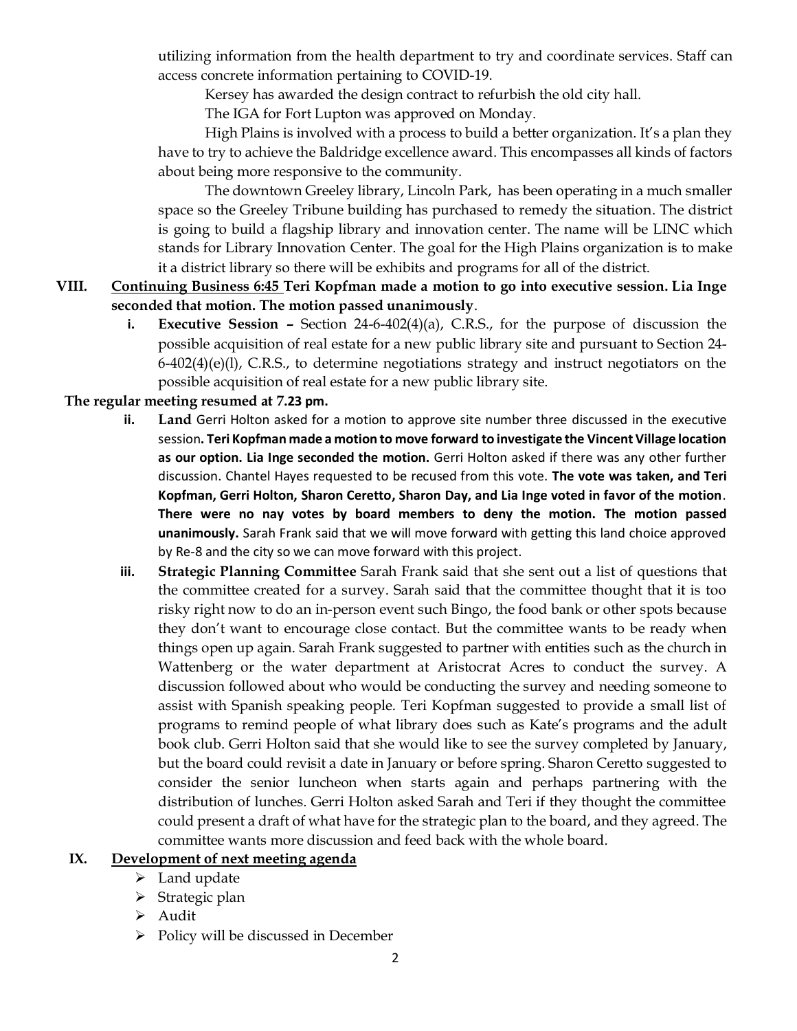utilizing information from the health department to try and coordinate services. Staff can access concrete information pertaining to COVID-19.

Kersey has awarded the design contract to refurbish the old city hall.

The IGA for Fort Lupton was approved on Monday.

High Plains is involved with a process to build a better organization. It's a plan they have to try to achieve the Baldridge excellence award. This encompasses all kinds of factors about being more responsive to the community.

The downtown Greeley library, Lincoln Park, has been operating in a much smaller space so the Greeley Tribune building has purchased to remedy the situation. The district is going to build a flagship library and innovation center. The name will be LINC which stands for Library Innovation Center. The goal for the High Plains organization is to make it a district library so there will be exhibits and programs for all of the district.

**VIII. <u>Continuing Business 6:45</u> Teri Kopfman made a motion to go into executive session. Lia Inge seconded that motion. The motion passed unanimously**.

- **i. Executive Session –** Section 24-6-402(4)(a), C.R.S., for the purpose of discussion the possible acquisition of real estate for a new public library site and pursuant to Section 24-6-402(4)(e)(l), C.R.S., to determine negotiations strategy and instruct negotiators on the possible acquisition of real estate for a new public library site.

**The regular meeting resumed at 7.23 pm.**

- **ii. Land** Gerri Holton asked for a motion to approve site number three discussed in the executive session**. Teri Kopfman made a motion to move forward to investigate the Vincent Village location as our option. Lia Inge seconded the motion.** Gerri Holton asked if there was any other further discussion. Chantel Hayes requested to be recused from this vote. **The vote was taken, and Teri Kopfman, Gerri Holton, Sharon Ceretto, Sharon Day, and Lia Inge voted in favor of the motion**. **There were no nay votes by board members to deny the motion. The motion passed unanimously.** Sarah Frank said that we will move forward with getting this land choice approved by Re-8 and the city so we can move forward with this project.
- **iii. Strategic Planning Committee** Sarah Frank said that she sent out a list of questions that the committee created for a survey. Sarah said that the committee thought that it is too risky right now to do an in-person event such Bingo, the food bank or other spots because they don't want to encourage close contact. But the committee wants to be ready when things open up again. Sarah Frank suggested to partner with entities such as the church in Wattenberg or the water department at Aristocrat Acres to conduct the survey. A discussion followed about who would be conducting the survey and needing someone to assist with Spanish speaking people. Teri Kopfman suggested to provide a small list of programs to remind people of what library does such as Kate's programs and the adult book club. Gerri Holton said that she would like to see the survey completed by January, but the board could revisit a date in January or before spring. Sharon Ceretto suggested to consider the senior luncheon when starts again and perhaps partnering with the distribution of lunches. Gerri Holton asked Sarah and Teri if they thought the committee could present a draft of what have for the strategic plan to the board, and they agreed. The committee wants more discussion and feed back with the whole board.

**IX. <u>Development of next meeting agenda</u>**

- Land update
- Strategic plan
- Audit
- Policy will be discussed in December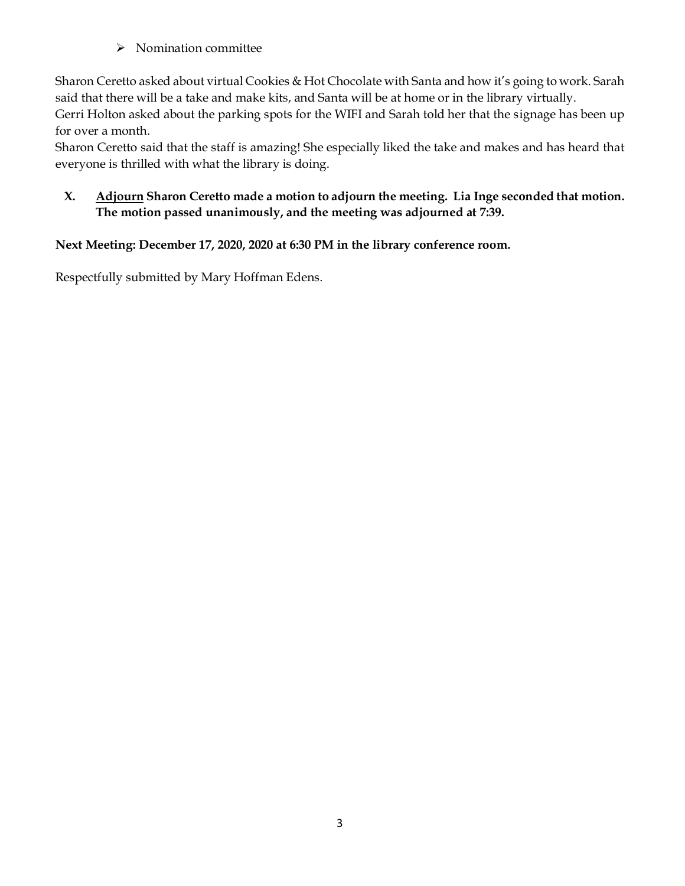- Nomination committee

Sharon Ceretto asked about virtual Cookies & Hot Chocolate with Santa and how it's going to work. Sarah said that there will be a take and make kits, and Santa will be at home or in the library virtually.
Gerri Holton asked about the parking spots for the WIFI and Sarah told her that the signage has been up for over a month.
Sharon Ceretto said that the staff is amazing! She especially liked the take and makes and has heard that everyone is thrilled with what the library is doing.

**X. <u>Adjourn</u> Sharon Ceretto made a motion to adjourn the meeting. Lia Inge seconded that motion. The motion passed unanimously, and the meeting was adjourned at 7:39.**

**Next Meeting: December 17, 2020, 2020 at 6:30 PM in the library conference room.**

Respectfully submitted by Mary Hoffman Edens.